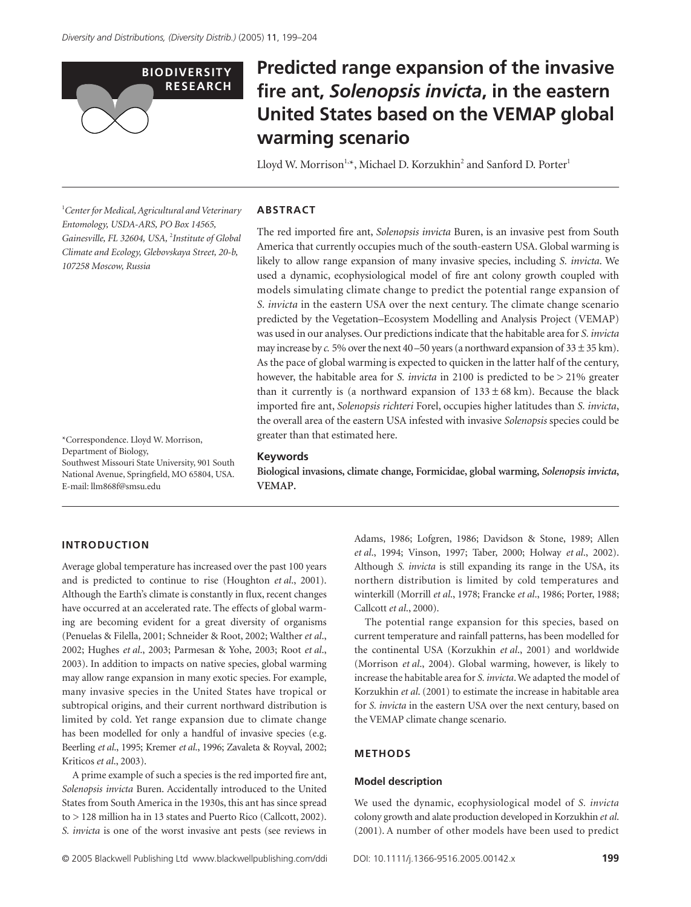BIODIVERSITY RESEARCH

# Predicted range expansion of the invasive fire ant, *Solenopsis invicta*, in the eastern United States based on the VEMAP global warming scenario

Lloyd W. Morrison[1,*], Michael D. Korzukhin[2] and Sanford D. Porter[1]

[1]*Center for Medical, Agricultural and Veterinary Entomology, USDA-ARS, PO Box 14565, Gainesville, FL 32604, USA,* [2]*Institute of Global Climate and Ecology, Glebovskaya Street, 20-b, 107258 Moscow, Russia*

*Correspondence. Lloyd W. Morrison, Department of Biology, Southwest Missouri State University, 901 South National Avenue, Springfield, MO 65804, USA. E-mail: llm868f@smsu.edu

## ABSTRACT

The red imported fire ant, *Solenopsis invicta* Buren, is an invasive pest from South America that currently occupies much of the south-eastern USA. Global warming is likely to allow range expansion of many invasive species, including *S. invicta*. We used a dynamic, ecophysiological model of fire ant colony growth coupled with models simulating climate change to predict the potential range expansion of *S. invicta* in the eastern USA over the next century. The climate change scenario predicted by the Vegetation–Ecosystem Modelling and Analysis Project (VEMAP) was used in our analyses. Our predictions indicate that the habitable area for *S. invicta* may increase by *c.* 5% over the next 40–50 years (a northward expansion of $33 \pm 35$ km). As the pace of global warming is expected to quicken in the latter half of the century, however, the habitable area for *S. invicta* in 2100 is predicted to be > 21% greater than it currently is (a northward expansion of $133 \pm 68$ km). Because the black imported fire ant, *Solenopsis richteri* Forel, occupies higher latitudes than *S. invicta*, the overall area of the eastern USA infested with invasive *Solenopsis* species could be greater than that estimated here.

### Keywords

**Biological invasions, climate change, Formicidae, global warming, *Solenopsis invicta*, VEMAP.**

## INTRODUCTION

Average global temperature has increased over the past 100 years and is predicted to continue to rise (Houghton *et al*., 2001). Although the Earth's climate is constantly in flux, recent changes have occurred at an accelerated rate. The effects of global warming are becoming evident for a great diversity of organisms (Penuelas & Filella, 2001; Schneider & Root, 2002; Walther *et al*., 2002; Hughes *et al*., 2003; Parmesan & Yohe, 2003; Root *et al*., 2003). In addition to impacts on native species, global warming may allow range expansion in many exotic species. For example, many invasive species in the United States have tropical or subtropical origins, and their current northward distribution is limited by cold. Yet range expansion due to climate change has been modelled for only a handful of invasive species (e.g. Beerling *et al*., 1995; Kremer *et al*., 1996; Zavaleta & Royval, 2002; Kriticos *et al*., 2003).

A prime example of such a species is the red imported fire ant, *Solenopsis invicta* Buren. Accidentally introduced to the United States from South America in the 1930s, this ant has since spread to > 128 million ha in 13 states and Puerto Rico (Callcott, 2002). *S. invicta* is one of the worst invasive ant pests (see reviews in Adams, 1986; Lofgren, 1986; Davidson & Stone, 1989; Allen *et al*., 1994; Vinson, 1997; Taber, 2000; Holway *et al*., 2002). Although *S. invicta* is still expanding its range in the USA, its northern distribution is limited by cold temperatures and winterkill (Morrill *et al*., 1978; Francke *et al*., 1986; Porter, 1988; Callcott *et al*., 2000).

The potential range expansion for this species, based on current temperature and rainfall patterns, has been modelled for the continental USA (Korzukhin *et al*., 2001) and worldwide (Morrison *et al*., 2004). Global warming, however, is likely to increase the habitable area for *S. invicta*. We adapted the model of Korzukhin *et al*. (2001) to estimate the increase in habitable area for *S. invicta* in the eastern USA over the next century, based on the VEMAP climate change scenario.

## METHODS

### Model description

We used the dynamic, ecophysiological model of *S. invicta* colony growth and alate production developed in Korzukhin *et al.* (2001). A number of other models have been used to predict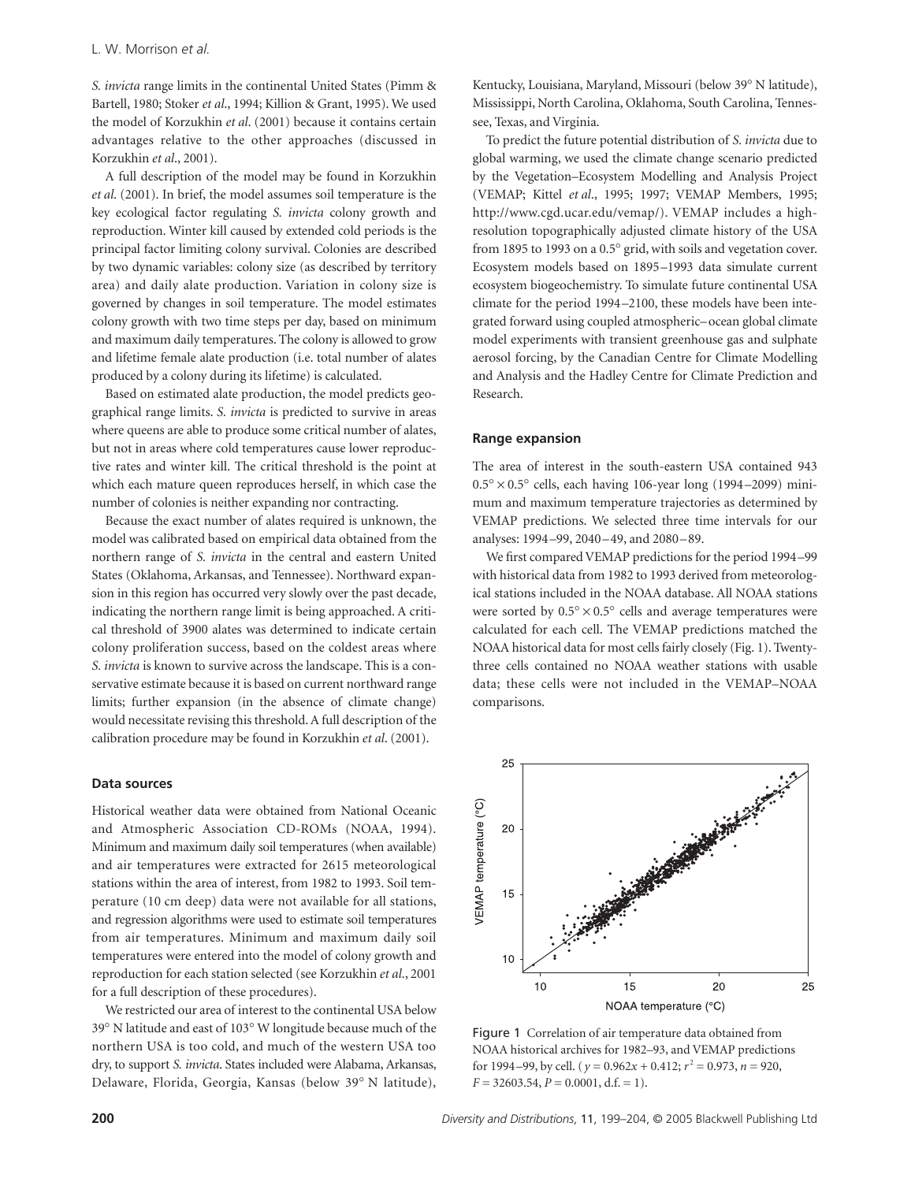*S. invicta* range limits in the continental United States (Pimm & Bartell, 1980; Stoker *et al*., 1994; Killion & Grant, 1995). We used the model of Korzukhin *et al*. (2001) because it contains certain advantages relative to the other approaches (discussed in Korzukhin *et al*., 2001).

A full description of the model may be found in Korzukhin *et al*. (2001). In brief, the model assumes soil temperature is the key ecological factor regulating *S. invicta* colony growth and reproduction. Winter kill caused by extended cold periods is the principal factor limiting colony survival. Colonies are described by two dynamic variables: colony size (as described by territory area) and daily alate production. Variation in colony size is governed by changes in soil temperature. The model estimates colony growth with two time steps per day, based on minimum and maximum daily temperatures. The colony is allowed to grow and lifetime female alate production (i.e. total number of alates produced by a colony during its lifetime) is calculated.

Based on estimated alate production, the model predicts geographical range limits. *S. invicta* is predicted to survive in areas where queens are able to produce some critical number of alates, but not in areas where cold temperatures cause lower reproductive rates and winter kill. The critical threshold is the point at which each mature queen reproduces herself, in which case the number of colonies is neither expanding nor contracting.

Because the exact number of alates required is unknown, the model was calibrated based on empirical data obtained from the northern range of *S. invicta* in the central and eastern United States (Oklahoma, Arkansas, and Tennessee). Northward expansion in this region has occurred very slowly over the past decade, indicating the northern range limit is being approached. A critical threshold of 3900 alates was determined to indicate certain colony proliferation success, based on the coldest areas where *S. invicta* is known to survive across the landscape. This is a conservative estimate because it is based on current northward range limits; further expansion (in the absence of climate change) would necessitate revising this threshold. A full description of the calibration procedure may be found in Korzukhin *et al*. (2001).

### Data sources

Historical weather data were obtained from National Oceanic and Atmospheric Association CD-ROMs (NOAA, 1994). Minimum and maximum daily soil temperatures (when available) and air temperatures were extracted for 2615 meteorological stations within the area of interest, from 1982 to 1993. Soil temperature (10 cm deep) data were not available for all stations, and regression algorithms were used to estimate soil temperatures from air temperatures. Minimum and maximum daily soil temperatures were entered into the model of colony growth and reproduction for each station selected (see Korzukhin *et al*., 2001 for a full description of these procedures).

We restricted our area of interest to the continental USA below 39° N latitude and east of 103° W longitude because much of the northern USA is too cold, and much of the western USA too dry, to support *S. invicta*. States included were Alabama, Arkansas, Delaware, Florida, Georgia, Kansas (below 39° N latitude), Kentucky, Louisiana, Maryland, Missouri (below 39° N latitude), Mississippi, North Carolina, Oklahoma, South Carolina, Tennessee, Texas, and Virginia.

To predict the future potential distribution of *S. invicta* due to global warming, we used the climate change scenario predicted by the Vegetation–Ecosystem Modelling and Analysis Project (VEMAP; Kittel *et al*., 1995; 1997; VEMAP Members, 1995; http://www.cgd.ucar.edu/vemap/). VEMAP includes a high-resolution topographically adjusted climate history of the USA from 1895 to 1993 on a 0.5° grid, with soils and vegetation cover. Ecosystem models based on 1895–1993 data simulate current ecosystem biogeochemistry. To simulate future continental USA climate for the period 1994–2100, these models have been integrated forward using coupled atmospheric–ocean global climate model experiments with transient greenhouse gas and sulphate aerosol forcing, by the Canadian Centre for Climate Modelling and Analysis and the Hadley Centre for Climate Prediction and Research.

### Range expansion

The area of interest in the south-eastern USA contained 943 $0.5° \times 0.5°$ cells, each having 106-year long (1994–2099) minimum and maximum temperature trajectories as determined by VEMAP predictions. We selected three time intervals for our analyses: 1994–99, 2040–49, and 2080–89.

We first compared VEMAP predictions for the period 1994–99 with historical data from 1982 to 1993 derived from meteorological stations included in the NOAA database. All NOAA stations were sorted by $0.5° \times 0.5°$ cells and average temperatures were calculated for each cell. The VEMAP predictions matched the NOAA historical data for most cells fairly closely (Fig. 1). Twenty-three cells contained no NOAA weather stations with usable data; these cells were not included in the VEMAP–NOAA comparisons.

VEMAP temperature (°C)
25
20
15
10
10
15
20
25
NOAA temperature (°C)

Figure 1 Correlation of air temperature data obtained from NOAA historical archives for 1982–93, and VEMAP predictions for 1994–99, by cell. ($y = 0.962x + 0.412$; $r^2 = 0.973$, $n = 920$, $F = 32603.54$, $P = 0.0001$, d.f. = 1).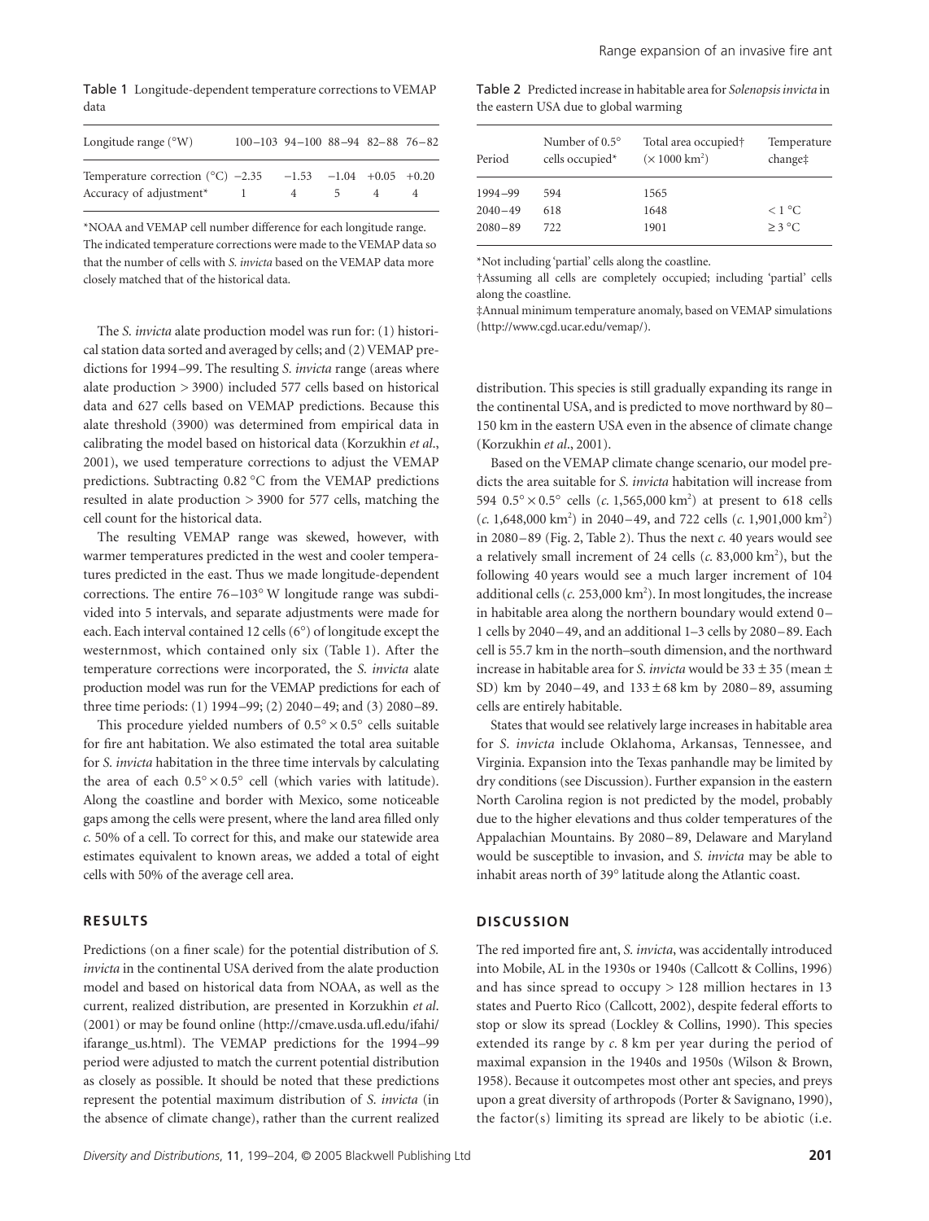Table 1 Longitude-dependent temperature corrections to VEMAP data

| Longitude range (°W) | 100–103 | 94–100 | 88–94 | 82–88 | 76–82 |
|---|---|---|---|---|---|
| Temperature correction (°C) | −2.35 | −1.53 | −1.04 | +0.05 | +0.20 |
| Accuracy of adjustment* | 1 | 4 | 5 | 4 | 4 |

*NOAA and VEMAP cell number difference for each longitude range. The indicated temperature corrections were made to the VEMAP data so that the number of cells with *S. invicta* based on the VEMAP data more closely matched that of the historical data.

The *S. invicta* alate production model was run for: (1) historical station data sorted and averaged by cells; and (2) VEMAP predictions for 1994–99. The resulting *S. invicta* range (areas where alate production > 3900) included 577 cells based on historical data and 627 cells based on VEMAP predictions. Because this alate threshold (3900) was determined from empirical data in calibrating the model based on historical data (Korzukhin *et al*., 2001), we used temperature corrections to adjust the VEMAP predictions. Subtracting 0.82 °C from the VEMAP predictions resulted in alate production > 3900 for 577 cells, matching the cell count for the historical data.

The resulting VEMAP range was skewed, however, with warmer temperatures predicted in the west and cooler temperatures predicted in the east. Thus we made longitude-dependent corrections. The entire 76–103° W longitude range was subdivided into 5 intervals, and separate adjustments were made for each. Each interval contained 12 cells (6°) of longitude except the westernmost, which contained only six (Table 1). After the temperature corrections were incorporated, the *S. invicta* alate production model was run for the VEMAP predictions for each of three time periods: (1) 1994–99; (2) 2040–49; and (3) 2080–89.

This procedure yielded numbers of $0.5° \times 0.5°$ cells suitable for fire ant habitation. We also estimated the total area suitable for *S. invicta* habitation in the three time intervals by calculating the area of each $0.5° \times 0.5°$ cell (which varies with latitude). Along the coastline and border with Mexico, some noticeable gaps among the cells were present, where the land area filled only *c.* 50% of a cell. To correct for this, and make our statewide area estimates equivalent to known areas, we added a total of eight cells with 50% of the average cell area.

## RESULTS

Predictions (on a finer scale) for the potential distribution of *S. invicta* in the continental USA derived from the alate production model and based on historical data from NOAA, as well as the current, realized distribution, are presented in Korzukhin *et al.* (2001) or may be found online (http://cmave.usda.ufl.edu/ifahi/ifarange_us.html). The VEMAP predictions for the 1994–99 period were adjusted to match the current potential distribution as closely as possible. It should be noted that these predictions represent the potential maximum distribution of *S. invicta* (in the absence of climate change), rather than the current realized distribution. This species is still gradually expanding its range in the continental USA, and is predicted to move northward by 80–150 km in the eastern USA even in the absence of climate change (Korzukhin *et al*., 2001).

Table 2 Predicted increase in habitable area for *Solenopsis invicta* in the eastern USA due to global warming

| Period | Number of 0.5° cells occupied* | Total area occupied† ($\times$ 1000 km$^2$) | Temperature change‡ |
|---|---|---|---|
| 1994–99 | 594 | 1565 | |
| 2040–49 | 618 | 1648 | < 1 °C |
| 2080–89 | 722 | 1901 | ≥ 3 °C |

*Not including 'partial' cells along the coastline.
†Assuming all cells are completely occupied; including 'partial' cells along the coastline.
‡Annual minimum temperature anomaly, based on VEMAP simulations (http://www.cgd.ucar.edu/vemap/).

Based on the VEMAP climate change scenario, our model predicts the area suitable for *S. invicta* habitation will increase from 594 $0.5° \times 0.5°$ cells (*c.* 1,565,000 km$^2$) at present to 618 cells (*c.* 1,648,000 km$^2$) in 2040–49, and 722 cells (*c.* 1,901,000 km$^2$) in 2080–89 (Fig. 2, Table 2). Thus the next *c.* 40 years would see a relatively small increment of 24 cells (*c.* 83,000 km$^2$), but the following 40 years would see a much larger increment of 104 additional cells (*c.* 253,000 km$^2$). In most longitudes, the increase in habitable area along the northern boundary would extend 0–1 cells by 2040–49, and an additional 1–3 cells by 2080–89. Each cell is 55.7 km in the north–south dimension, and the northward increase in habitable area for *S. invicta* would be 33 ± 35 (mean ± SD) km by 2040–49, and 133 ± 68 km by 2080–89, assuming cells are entirely habitable.

States that would see relatively large increases in habitable area for *S. invicta* include Oklahoma, Arkansas, Tennessee, and Virginia. Expansion into the Texas panhandle may be limited by dry conditions (see Discussion). Further expansion in the eastern North Carolina region is not predicted by the model, probably due to the higher elevations and thus colder temperatures of the Appalachian Mountains. By 2080–89, Delaware and Maryland would be susceptible to invasion, and *S. invicta* may be able to inhabit areas north of 39° latitude along the Atlantic coast.

## DISCUSSION

The red imported fire ant, *S. invicta*, was accidentally introduced into Mobile, AL in the 1930s or 1940s (Callcott & Collins, 1996) and has since spread to occupy > 128 million hectares in 13 states and Puerto Rico (Callcott, 2002), despite federal efforts to stop or slow its spread (Lockley & Collins, 1990). This species extended its range by *c*. 8 km per year during the period of maximal expansion in the 1940s and 1950s (Wilson & Brown, 1958). Because it outcompetes most other ant species, and preys upon a great diversity of arthropods (Porter & Savignano, 1990), the factor(s) limiting its spread are likely to be abiotic (i.e.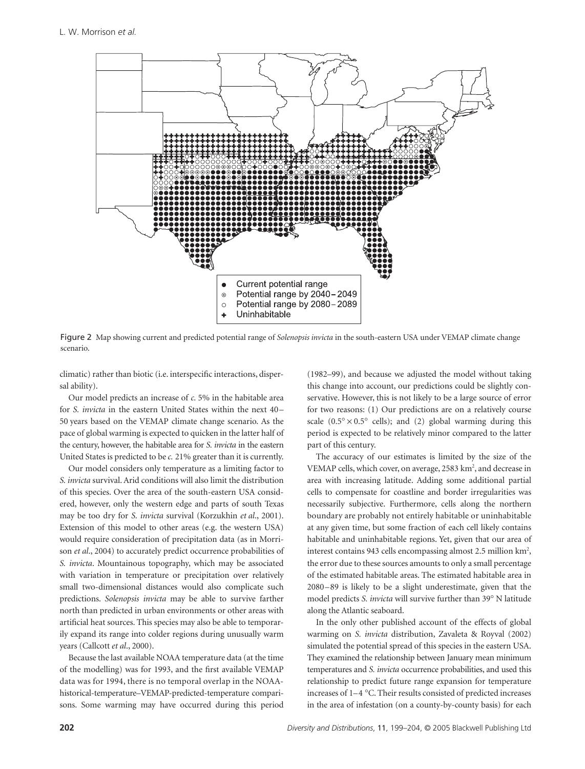Figure 2 Map showing current and predicted potential range of *Solenopsis invicta* in the south-eastern USA under VEMAP climate change scenario.

climatic) rather than biotic (i.e. interspecific interactions, dispersal ability).

Our model predicts an increase of *c.* 5% in the habitable area for *S. invicta* in the eastern United States within the next 40–50 years based on the VEMAP climate change scenario. As the pace of global warming is expected to quicken in the latter half of the century, however, the habitable area for *S. invicta* in the eastern United States is predicted to be *c.* 21% greater than it is currently.

Our model considers only temperature as a limiting factor to *S. invicta* survival. Arid conditions will also limit the distribution of this species. Over the area of the south-eastern USA considered, however, only the western edge and parts of south Texas may be too dry for *S. invicta* survival (Korzukhin *et al*., 2001). Extension of this model to other areas (e.g. the western USA) would require consideration of precipitation data (as in Morrison *et al*., 2004) to accurately predict occurrence probabilities of *S. invicta*. Mountainous topography, which may be associated with variation in temperature or precipitation over relatively small two-dimensional distances would also complicate such predictions. *Solenopsis invicta* may be able to survive farther north than predicted in urban environments or other areas with artificial heat sources. This species may also be able to temporarily expand its range into colder regions during unusually warm years (Callcott *et al*., 2000).

Because the last available NOAA temperature data (at the time of the modelling) was for 1993, and the first available VEMAP data was for 1994, there is no temporal overlap in the NOAA-historical-temperature–VEMAP-predicted-temperature comparisons. Some warming may have occurred during this period (1982–99), and because we adjusted the model without taking this change into account, our predictions could be slightly conservative. However, this is not likely to be a large source of error for two reasons: (1) Our predictions are on a relatively course scale ($0.5° \times 0.5°$ cells); and (2) global warming during this period is expected to be relatively minor compared to the latter part of this century.

The accuracy of our estimates is limited by the size of the VEMAP cells, which cover, on average, 2583 km$^2$, and decrease in area with increasing latitude. Adding some additional partial cells to compensate for coastline and border irregularities was necessarily subjective. Furthermore, cells along the northern boundary are probably not entirely habitable or uninhabitable at any given time, but some fraction of each cell likely contains habitable and uninhabitable regions. Yet, given that our area of interest contains 943 cells encompassing almost 2.5 million km$^2$, the error due to these sources amounts to only a small percentage of the estimated habitable areas. The estimated habitable area in 2080–89 is likely to be a slight underestimate, given that the model predicts *S. invicta* will survive further than 39° N latitude along the Atlantic seaboard.

In the only other published account of the effects of global warming on *S. invicta* distribution, Zavaleta & Royval (2002) simulated the potential spread of this species in the eastern USA. They examined the relationship between January mean minimum temperatures and *S. invicta* occurrence probabilities, and used this relationship to predict future range expansion for temperature increases of 1–4 °C. Their results consisted of predicted increases in the area of infestation (on a county-by-county basis) for each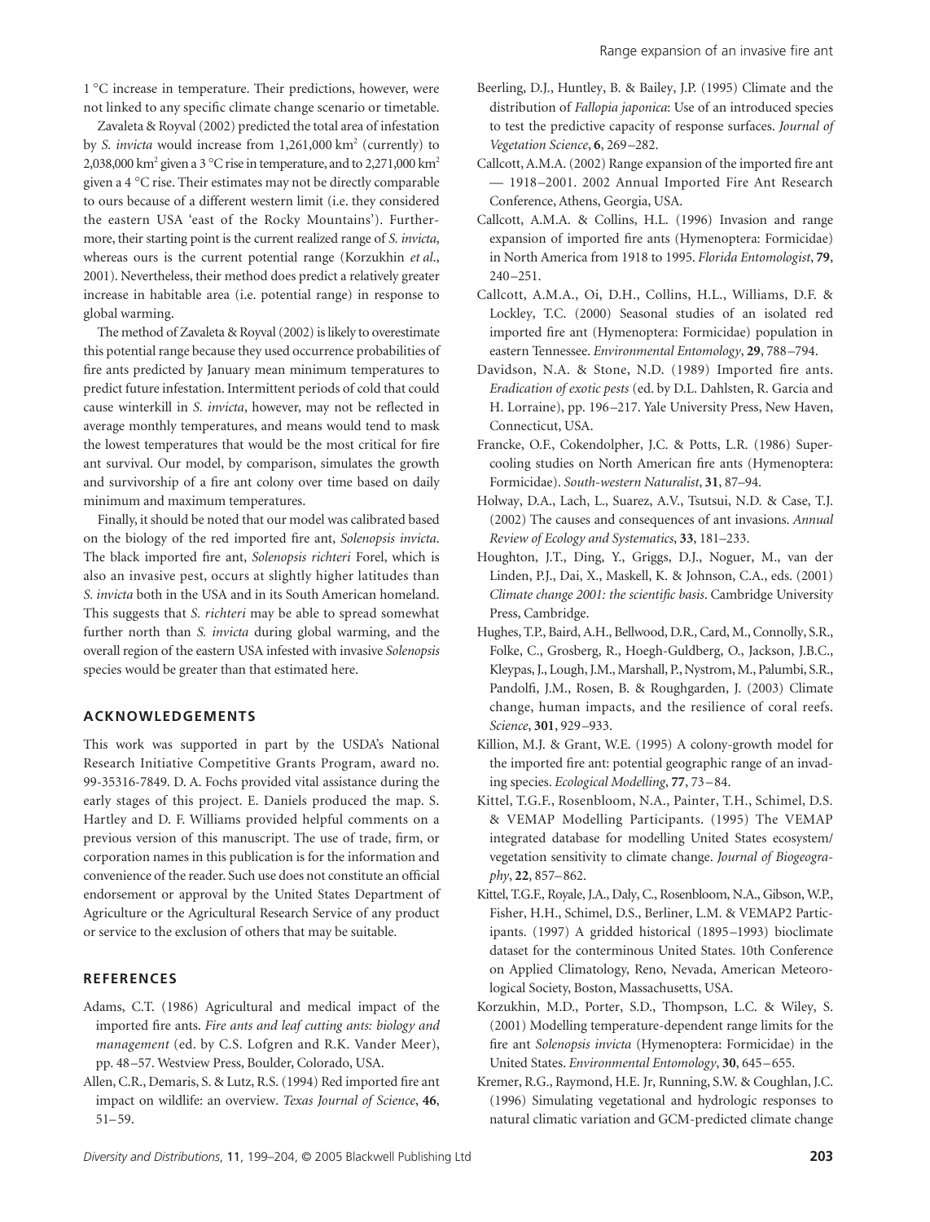1 °C increase in temperature. Their predictions, however, were not linked to any specific climate change scenario or timetable.

Zavaleta & Royval (2002) predicted the total area of infestation by *S. invicta* would increase from 1,261,000 km$^2$ (currently) to 2,038,000 km$^2$ given a 3 °C rise in temperature, and to 2,271,000 km$^2$ given a 4 °C rise. Their estimates may not be directly comparable to ours because of a different western limit (i.e. they considered the eastern USA 'east of the Rocky Mountains'). Furthermore, their starting point is the current realized range of *S. invicta*, whereas ours is the current potential range (Korzukhin *et al*., 2001). Nevertheless, their method does predict a relatively greater increase in habitable area (i.e. potential range) in response to global warming.

The method of Zavaleta & Royval (2002) is likely to overestimate this potential range because they used occurrence probabilities of fire ants predicted by January mean minimum temperatures to predict future infestation. Intermittent periods of cold that could cause winterkill in *S. invicta*, however, may not be reflected in average monthly temperatures, and means would tend to mask the lowest temperatures that would be the most critical for fire ant survival. Our model, by comparison, simulates the growth and survivorship of a fire ant colony over time based on daily minimum and maximum temperatures.

Finally, it should be noted that our model was calibrated based on the biology of the red imported fire ant, *Solenopsis invicta*. The black imported fire ant, *Solenopsis richteri* Forel, which is also an invasive pest, occurs at slightly higher latitudes than *S. invicta* both in the USA and in its South American homeland. This suggests that *S. richteri* may be able to spread somewhat further north than *S. invicta* during global warming, and the overall region of the eastern USA infested with invasive *Solenopsis* species would be greater than that estimated here.

## ACKNOWLEDGEMENTS

This work was supported in part by the USDA's National Research Initiative Competitive Grants Program, award no. 99-35316-7849. D. A. Fochs provided vital assistance during the early stages of this project. E. Daniels produced the map. S. Hartley and D. F. Williams provided helpful comments on a previous version of this manuscript. The use of trade, firm, or corporation names in this publication is for the information and convenience of the reader. Such use does not constitute an official endorsement or approval by the United States Department of Agriculture or the Agricultural Research Service of any product or service to the exclusion of others that may be suitable.

## REFERENCES

Adams, C.T. (1986) Agricultural and medical impact of the imported fire ants. *Fire ants and leaf cutting ants: biology and management* (ed. by C.S. Lofgren and R.K. Vander Meer), pp. 48–57. Westview Press, Boulder, Colorado, USA.

Allen, C.R., Demarais, S. & Lutz, R.S. (1994) Red imported fire ant impact on wildlife: an overview. *Texas Journal of Science*, **46**, 51–59.

Beerling, D.J., Huntley, B. & Bailey, J.P. (1995) Climate and the distribution of *Fallopia japonica*: Use of an introduced species to test the predictive capacity of response surfaces. *Journal of Vegetation Science*, **6**, 269–282.

Callcott, A.M.A. (2002) Range expansion of the imported fire ant — 1918–2001. 2002 Annual Imported Fire Ant Research Conference, Athens, Georgia, USA.

Callcott, A.M.A. & Collins, H.L. (1996) Invasion and range expansion of imported fire ants (Hymenoptera: Formicidae) in North America from 1918 to 1995. *Florida Entomologist*, **79**, 240–251.

Callcott, A.M.A., Oi, D.H., Collins, H.L., Williams, D.F. & Lockley, T.C. (2000) Seasonal studies of an isolated red imported fire ant (Hymenoptera: Formicidae) population in eastern Tennessee. *Environmental Entomology*, **29**, 788–794.

Davidson, N.A. & Stone, N.D. (1989) Imported fire ants. *Eradication of exotic pests* (ed. by D.L. Dahlsten, R. Garcia and H. Lorraine), pp. 196–217. Yale University Press, New Haven, Connecticut, USA.

Francke, O.F., Cokendolpher, J.C. & Potts, L.R. (1986) Supercooling studies on North American fire ants (Hymenoptera: Formicidae). *South-western Naturalist*, **31**, 87–94.

Holway, D.A., Lach, L., Suarez, A.V., Tsutsui, N.D. & Case, T.J. (2002) The causes and consequences of ant invasions. *Annual Review of Ecology and Systematics*, **33**, 181–233.

Houghton, J.T., Ding, Y., Griggs, D.J., Noguer, M., van der Linden, P.J., Dai, X., Maskell, K. & Johnson, C.A., eds. (2001) *Climate change 2001: the scientific basis*. Cambridge University Press, Cambridge.

Hughes, T.P., Baird, A.H., Bellwood, D.R., Card, M., Connolly, S.R., Folke, C., Grosberg, R., Hoegh-Guldberg, O., Jackson, J.B.C., Kleypas, J., Lough, J.M., Marshall, P., Nystrom, M., Palumbi, S.R., Pandolfi, J.M., Rosen, B. & Roughgarden, J. (2003) Climate change, human impacts, and the resilience of coral reefs. *Science*, **301**, 929–933.

Killion, M.J. & Grant, W.E. (1995) A colony-growth model for the imported fire ant: potential geographic range of an invading species. *Ecological Modelling*, **77**, 73–84.

Kittel, T.G.F., Rosenbloom, N.A., Painter, T.H., Schimel, D.S. & VEMAP Modelling Participants. (1995) The VEMAP integrated database for modelling United States ecosystem/vegetation sensitivity to climate change. *Journal of Biogeography*, **22**, 857–862.

Kittel, T.G.F., Royale, J.A., Daly, C., Rosenbloom, N.A., Gibson, W.P., Fisher, H.H., Schimel, D.S., Berliner, L.M. & VEMAP2 Participants. (1997) A gridded historical (1895–1993) bioclimate dataset for the conterminous United States. 10th Conference on Applied Climatology, Reno, Nevada, American Meteorological Society, Boston, Massachusetts, USA.

Korzukhin, M.D., Porter, S.D., Thompson, L.C. & Wiley, S. (2001) Modelling temperature-dependent range limits for the fire ant *Solenopsis invicta* (Hymenoptera: Formicidae) in the United States. *Environmental Entomology*, **30**, 645–655.

Kremer, R.G., Raymond, H.E. Jr, Running, S.W. & Coughlan, J.C. (1996) Simulating vegetational and hydrologic responses to natural climatic variation and GCM-predicted climate change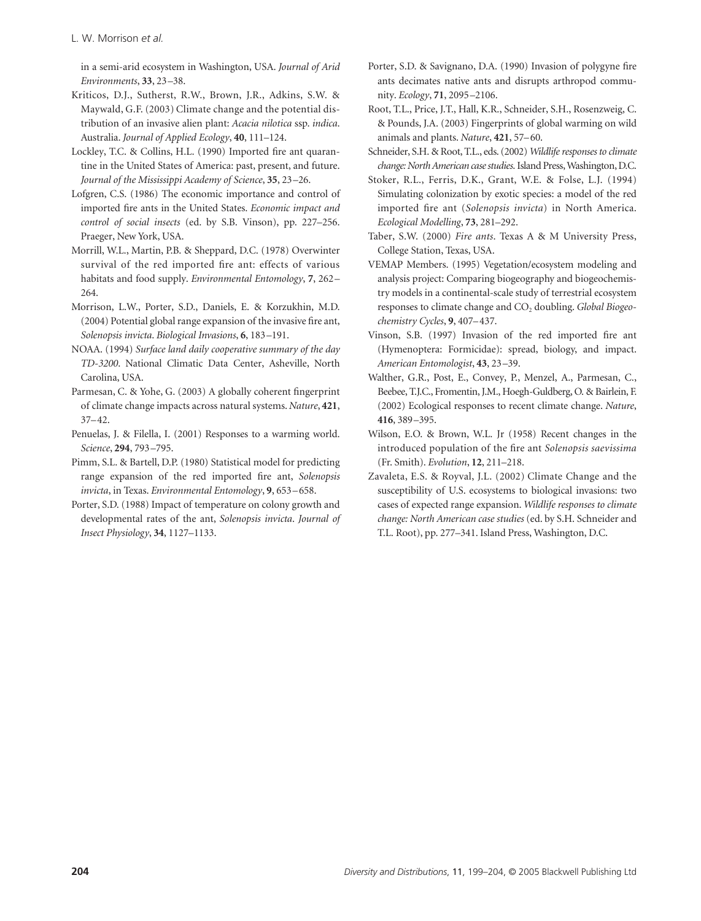in a semi-arid ecosystem in Washington, USA. *Journal of Arid Environments*, **33**, 23–38.

Kriticos, D.J., Sutherst, R.W., Brown, J.R., Adkins, S.W. & Maywald, G.F. (2003) Climate change and the potential distribution of an invasive alien plant: *Acacia nilotica* ssp. *indica*. Australia. *Journal of Applied Ecology*, **40**, 111–124.

Lockley, T.C. & Collins, H.L. (1990) Imported fire ant quarantine in the United States of America: past, present, and future. *Journal of the Mississippi Academy of Science*, **35**, 23–26.

Lofgren, C.S. (1986) The economic importance and control of imported fire ants in the United States. *Economic impact and control of social insects* (ed. by S.B. Vinson), pp. 227–256. Praeger, New York, USA.

Morrill, W.L., Martin, P.B. & Sheppard, D.C. (1978) Overwinter survival of the red imported fire ant: effects of various habitats and food supply. *Environmental Entomology*, **7**, 262–264.

Morrison, L.W., Porter, S.D., Daniels, E. & Korzukhin, M.D. (2004) Potential global range expansion of the invasive fire ant, *Solenopsis invicta*. *Biological Invasions*, **6**, 183–191.

NOAA. (1994) *Surface land daily cooperative summary of the day TD-3200*. National Climatic Data Center, Asheville, North Carolina, USA.

Parmesan, C. & Yohe, G. (2003) A globally coherent fingerprint of climate change impacts across natural systems. *Nature*, **421**, 37–42.

Penuelas, J. & Filella, I. (2001) Responses to a warming world. *Science*, **294**, 793–795.

Pimm, S.L. & Bartell, D.P. (1980) Statistical model for predicting range expansion of the red imported fire ant, *Solenopsis invicta*, in Texas. *Environmental Entomology*, **9**, 653–658.

Porter, S.D. (1988) Impact of temperature on colony growth and developmental rates of the ant, *Solenopsis invicta*. *Journal of Insect Physiology*, **34**, 1127–1133.

Porter, S.D. & Savignano, D.A. (1990) Invasion of polygyne fire ants decimates native ants and disrupts arthropod community. *Ecology*, **71**, 2095–2106.

Root, T.L., Price, J.T., Hall, K.R., Schneider, S.H., Rosenzweig, C. & Pounds, J.A. (2003) Fingerprints of global warming on wild animals and plants. *Nature*, **421**, 57–60.

Schneider, S.H. & Root, T.L., eds. (2002) *Wildlife responses to climate change: North American case studies*. Island Press, Washington, D.C.

Stoker, R.L., Ferris, D.K., Grant, W.E. & Folse, L.J. (1994) Simulating colonization by exotic species: a model of the red imported fire ant (*Solenopsis invicta*) in North America. *Ecological Modelling*, **73**, 281–292.

Taber, S.W. (2000) *Fire ants*. Texas A & M University Press, College Station, Texas, USA.

VEMAP Members. (1995) Vegetation/ecosystem modeling and analysis project: Comparing biogeography and biogeochemistry models in a continental-scale study of terrestrial ecosystem responses to climate change and $CO_2$ doubling. *Global Biogeochemistry Cycles*, **9**, 407–437.

Vinson, S.B. (1997) Invasion of the red imported fire ant (Hymenoptera: Formicidae): spread, biology, and impact. *American Entomologist*, **43**, 23–39.

Walther, G.R., Post, E., Convey, P., Menzel, A., Parmesan, C., Beebee, T.J.C., Fromentin, J.M., Hoegh-Guldberg, O. & Bairlein, F. (2002) Ecological responses to recent climate change. *Nature*, **416**, 389–395.

Wilson, E.O. & Brown, W.L. Jr (1958) Recent changes in the introduced population of the fire ant *Solenopsis saevissima* (Fr. Smith). *Evolution*, **12**, 211–218.

Zavaleta, E.S. & Royval, J.L. (2002) Climate Change and the susceptibility of U.S. ecosystems to biological invasions: two cases of expected range expansion. *Wildlife responses to climate change: North American case studies* (ed. by S.H. Schneider and T.L. Root), pp. 277–341. Island Press, Washington, D.C.